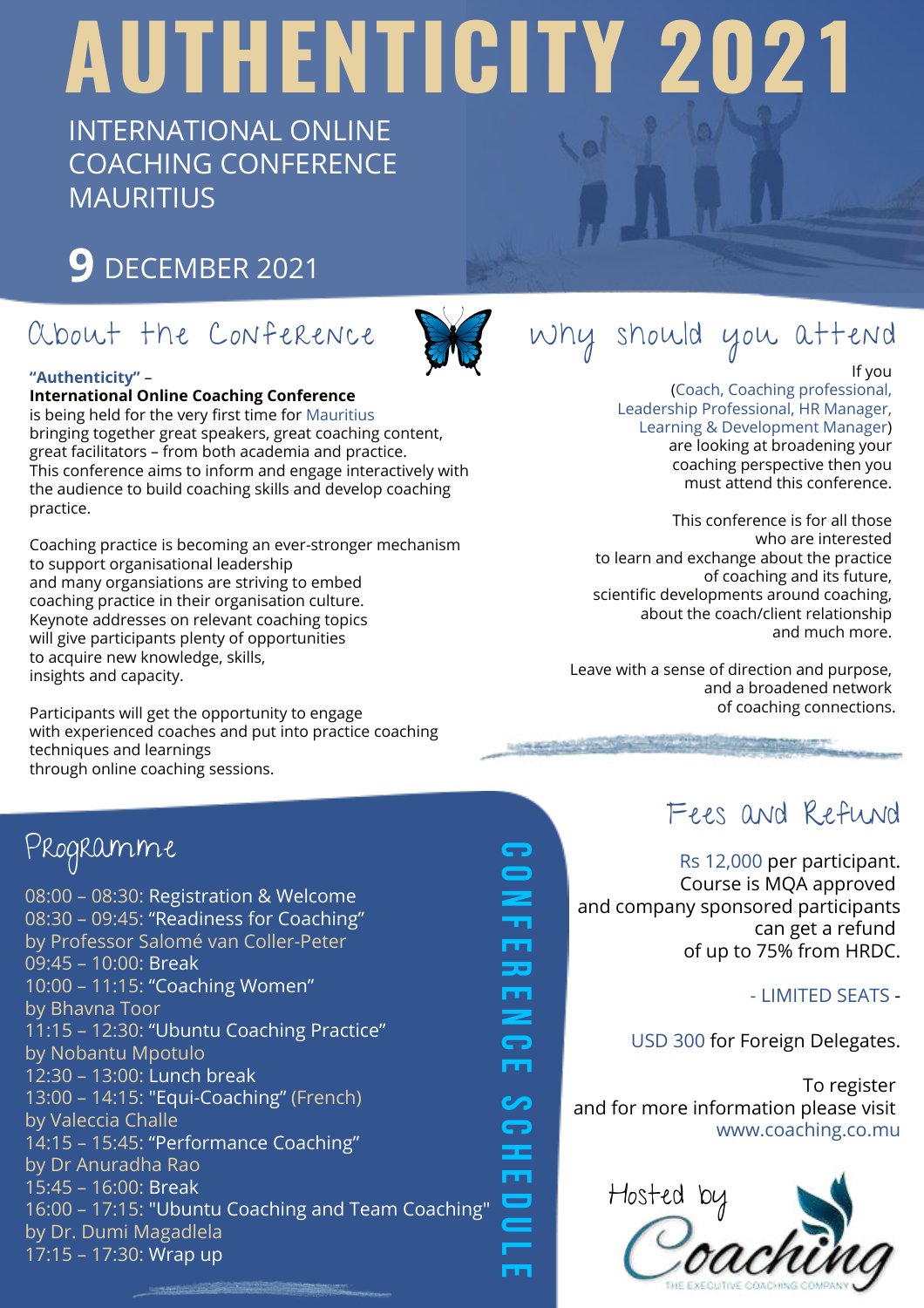# AUTHENTICITY 2021

INTERNATIONAL ONLINE COACHING CONFERENCE MAURITIUS

**9** DECEMBER 2021

## About the Conference

**"Authenticity"** –
**International Online Coaching Conference**
is being held for the very first time for Mauritius bringing together great speakers, great coaching content, great facilitators – from both academia and practice. This conference aims to inform and engage interactively with the audience to build coaching skills and develop coaching practice.

Coaching practice is becoming an ever-stronger mechanism to support organisational leadership and many organsiations are striving to embed coaching practice in their organisation culture. Keynote addresses on relevant coaching topics will give participants plenty of opportunities to acquire new knowledge, skills, insights and capacity.

Participants will get the opportunity to engage with experienced coaches and put into practice coaching techniques and learnings through online coaching sessions.

## Why should you attend

If you (Coach, Coaching professional, Leadership Professional, HR Manager, Learning & Development Manager) are looking at broadening your coaching perspective then you must attend this conference.

This conference is for all those who are interested to learn and exchange about the practice of coaching and its future, scientific developments around coaching, about the coach/client relationship and much more.

Leave with a sense of direction and purpose, and a broadened network of coaching connections.

## Programme

### CONFERENCE SCHEDULE

08:00 – 08:30: Registration & Welcome
08:30 – 09:45: "Readiness for Coaching"
by Professor Salomé van Coller-Peter
09:45 – 10:00: Break
10:00 – 11:15: "Coaching Women"
by Bhavna Toor
11:15 – 12:30: "Ubuntu Coaching Practice"
by Nobantu Mpotulo
12:30 – 13:00: Lunch break
13:00 – 14:15: "Equi-Coaching" (French)
by Valeccia Challe
14:15 – 15:45: "Performance Coaching"
by Dr Anuradha Rao
15:45 – 16:00: Break
16:00 – 17:15: "Ubuntu Coaching and Team Coaching"
by Dr. Dumi Magadlela
17:15 – 17:30: Wrap up

## Fees and Refund

Rs 12,000 per participant.
Course is MQA approved and company sponsored participants can get a refund of up to 75% from HRDC.

- LIMITED SEATS -

USD 300 for Foreign Delegates.

To register and for more information please visit www.coaching.co.mu

Hosted by
Coaching
THE EXECUTIVE COACHING COMPANY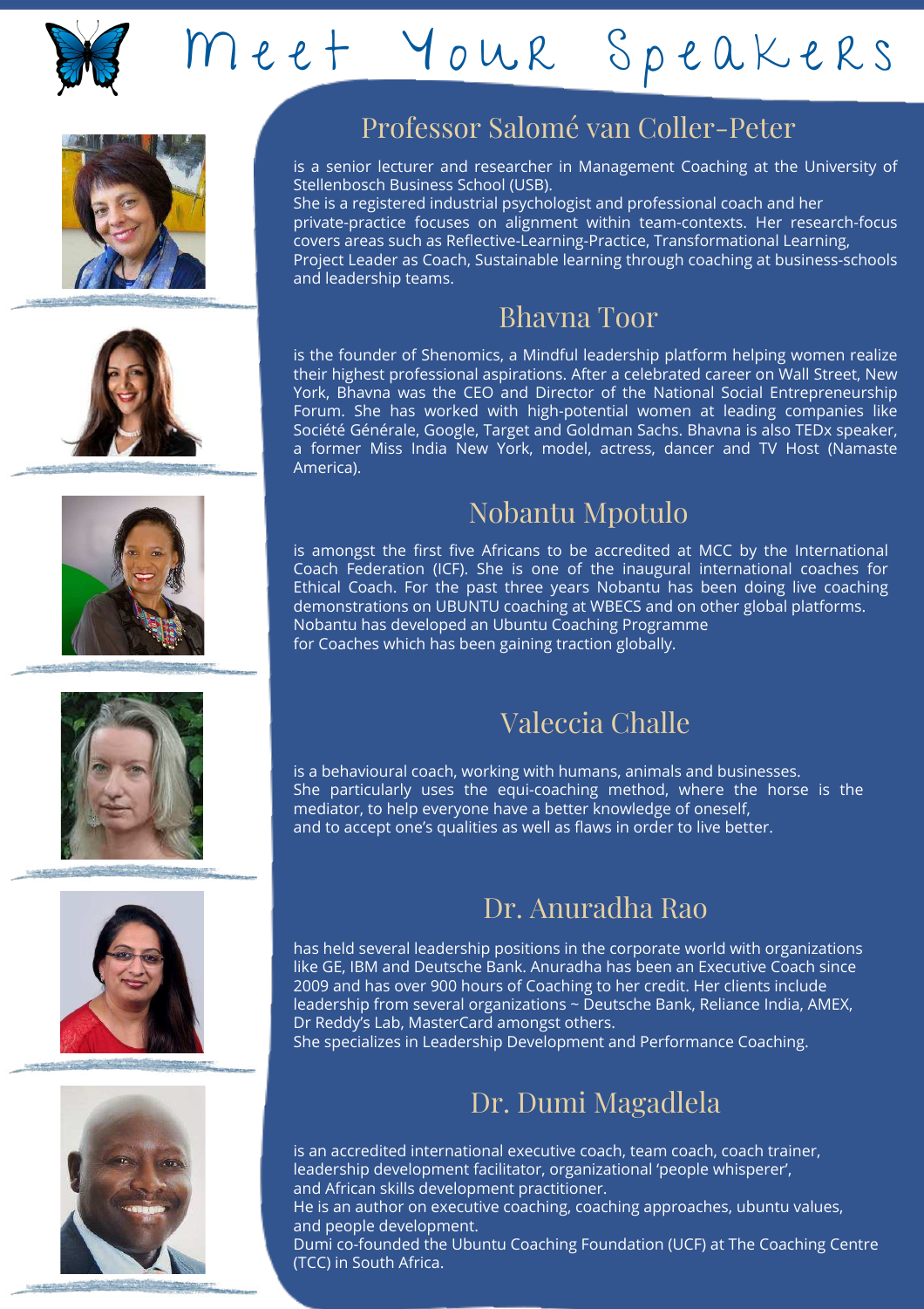# Meet Your Speakers

## Professor Salomé van Coller-Peter

is a senior lecturer and researcher in Management Coaching at the University of Stellenbosch Business School (USB).
She is a registered industrial psychologist and professional coach and her private-practice focuses on alignment within team-contexts. Her research-focus covers areas such as Reflective-Learning-Practice, Transformational Learning, Project Leader as Coach, Sustainable learning through coaching at business-schools and leadership teams.

## Bhavna Toor

is the founder of Shenomics, a Mindful leadership platform helping women realize their highest professional aspirations. After a celebrated career on Wall Street, New York, Bhavna was the CEO and Director of the National Social Entrepreneurship Forum. She has worked with high-potential women at leading companies like Société Générale, Google, Target and Goldman Sachs. Bhavna is also TEDx speaker, a former Miss India New York, model, actress, dancer and TV Host (Namaste America).

## Nobantu Mpotulo

is amongst the first five Africans to be accredited at MCC by the International Coach Federation (ICF). She is one of the inaugural international coaches for Ethical Coach. For the past three years Nobantu has been doing live coaching demonstrations on UBUNTU coaching at WBECS and on other global platforms.
Nobantu has developed an Ubuntu Coaching Programme for Coaches which has been gaining traction globally.

## Valeccia Challe

is a behavioural coach, working with humans, animals and businesses.
She particularly uses the equi-coaching method, where the horse is the mediator, to help everyone have a better knowledge of oneself, and to accept one's qualities as well as flaws in order to live better.

## Dr. Anuradha Rao

has held several leadership positions in the corporate world with organizations like GE, IBM and Deutsche Bank. Anuradha has been an Executive Coach since 2009 and has over 900 hours of Coaching to her credit. Her clients include leadership from several organizations ~ Deutsche Bank, Reliance India, AMEX, Dr Reddy's Lab, MasterCard amongst others.
She specializes in Leadership Development and Performance Coaching.

## Dr. Dumi Magadlela

is an accredited international executive coach, team coach, coach trainer, leadership development facilitator, organizational 'people whisperer', and African skills development practitioner.
He is an author on executive coaching, coaching approaches, ubuntu values, and people development.
Dumi co-founded the Ubuntu Coaching Foundation (UCF) at The Coaching Centre (TCC) in South Africa.